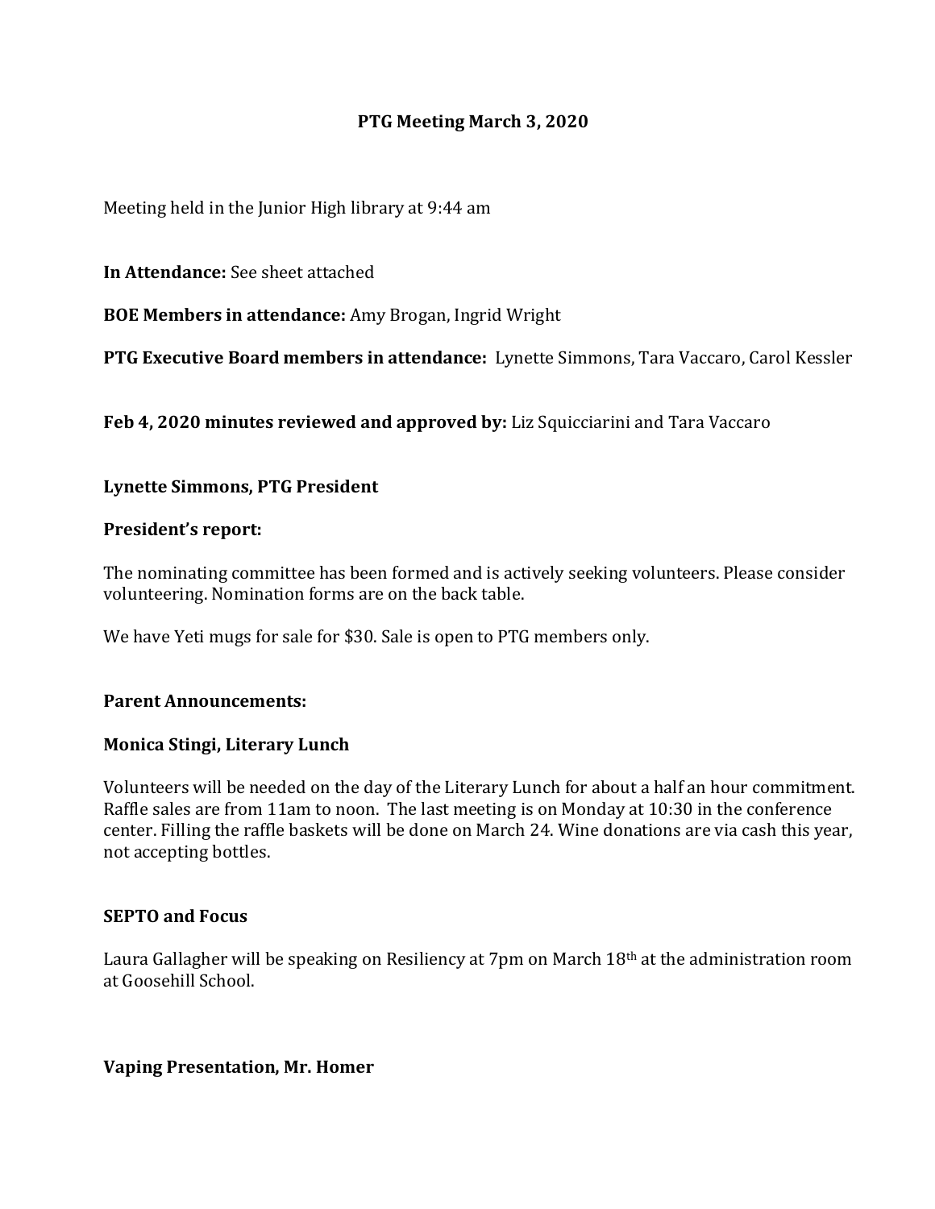# PTG Meeting March 3, 2020

Meeting held in the Junior High library at 9:44 am

**In Attendance:** See sheet attached

**BOE Members in attendance:** Amy Brogan, Ingrid Wright

**PTG Executive Board members in attendance:** Lynette Simmons, Tara Vaccaro, Carol Kessler

**Feb 4, 2020 minutes reviewed and approved by:** Liz Squicciarini and Tara Vaccaro

**Lynette Simmons, PTG President**

**President's report:**

The nominating committee has been formed and is actively seeking volunteers. Please consider volunteering. Nomination forms are on the back table.

We have Yeti mugs for sale for $30. Sale is open to PTG members only.

**Parent Announcements:**

**Monica Stingi, Literary Lunch**

Volunteers will be needed on the day of the Literary Lunch for about a half an hour commitment. Raffle sales are from 11am to noon. The last meeting is on Monday at 10:30 in the conference center. Filling the raffle baskets will be done on March 24. Wine donations are via cash this year, not accepting bottles.

**SEPTO and Focus**

Laura Gallagher will be speaking on Resiliency at 7pm on March 18th at the administration room at Goosehill School.

**Vaping Presentation, Mr. Homer**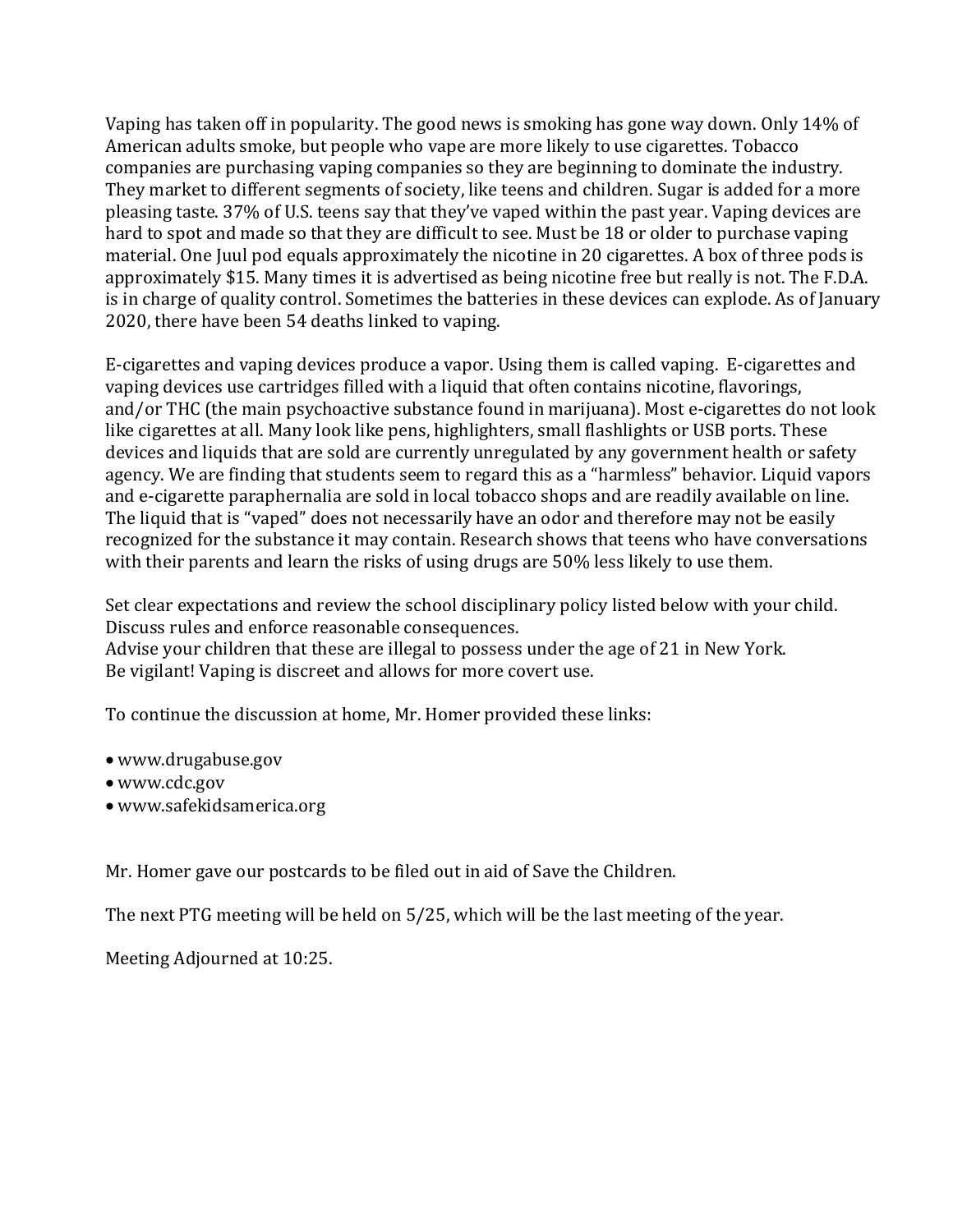Vaping has taken off in popularity. The good news is smoking has gone way down. Only 14% of American adults smoke, but people who vape are more likely to use cigarettes. Tobacco companies are purchasing vaping companies so they are beginning to dominate the industry. They market to different segments of society, like teens and children. Sugar is added for a more pleasing taste. 37% of U.S. teens say that they've vaped within the past year. Vaping devices are hard to spot and made so that they are difficult to see. Must be 18 or older to purchase vaping material. One Juul pod equals approximately the nicotine in 20 cigarettes. A box of three pods is approximately $15. Many times it is advertised as being nicotine free but really is not. The F.D.A. is in charge of quality control. Sometimes the batteries in these devices can explode. As of January 2020, there have been 54 deaths linked to vaping.

E-cigarettes and vaping devices produce a vapor. Using them is called vaping. E-cigarettes and vaping devices use cartridges filled with a liquid that often contains nicotine, flavorings, and/or THC (the main psychoactive substance found in marijuana). Most e-cigarettes do not look like cigarettes at all. Many look like pens, highlighters, small flashlights or USB ports. These devices and liquids that are sold are currently unregulated by any government health or safety agency. We are finding that students seem to regard this as a "harmless" behavior. Liquid vapors and e-cigarette paraphernalia are sold in local tobacco shops and are readily available on line. The liquid that is "vaped" does not necessarily have an odor and therefore may not be easily recognized for the substance it may contain. Research shows that teens who have conversations with their parents and learn the risks of using drugs are 50% less likely to use them.

Set clear expectations and review the school disciplinary policy listed below with your child.
Discuss rules and enforce reasonable consequences.
Advise your children that these are illegal to possess under the age of 21 in New York.
Be vigilant! Vaping is discreet and allows for more covert use.

To continue the discussion at home, Mr. Homer provided these links:

- www.drugabuse.gov
- www.cdc.gov
- www.safekidsamerica.org

Mr. Homer gave our postcards to be filed out in aid of Save the Children.

The next PTG meeting will be held on 5/25, which will be the last meeting of the year.

Meeting Adjourned at 10:25.